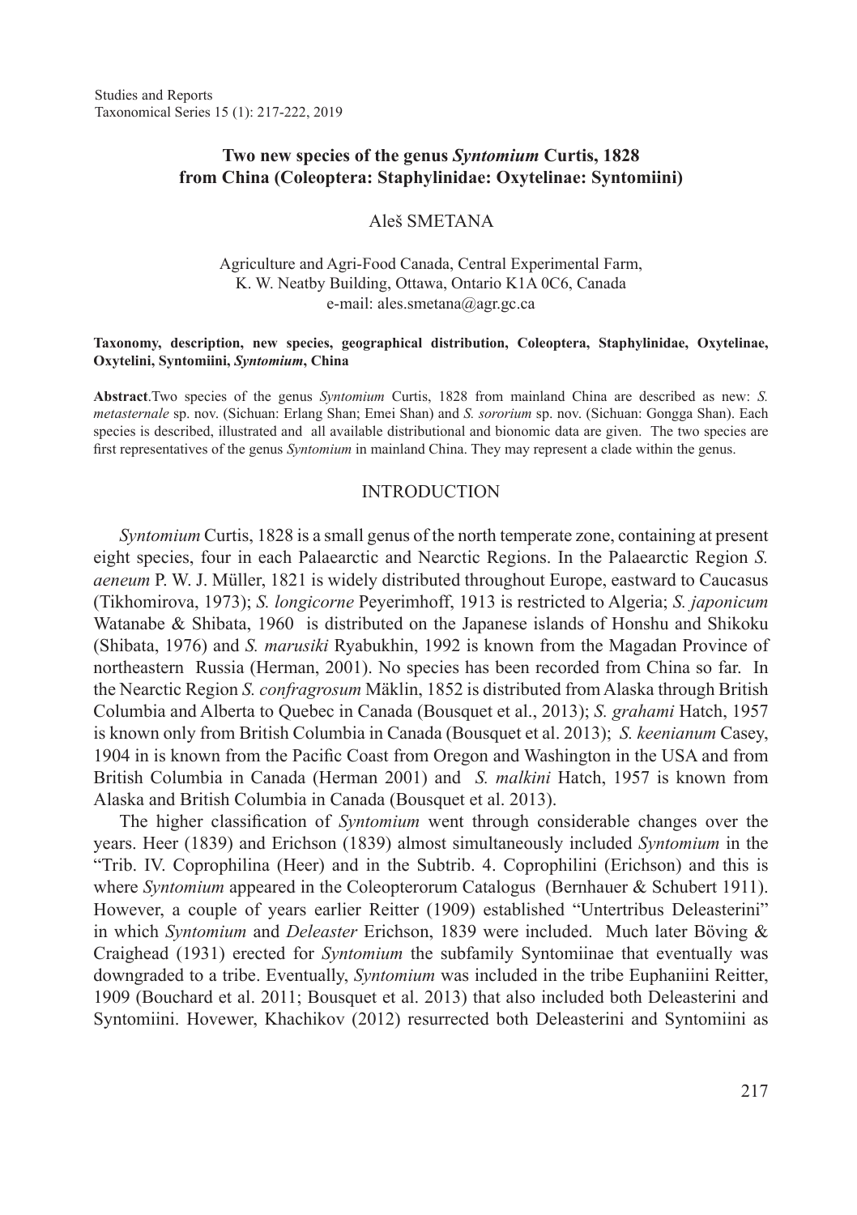# Two new species of the genus *Syntomium* Curtis, 1828 from China (Coleoptera: Staphylinidae: Oxytelinae: Syntomiini)

Aleš SMETANA

Agriculture and Agri-Food Canada, Central Experimental Farm,
K. W. Neatby Building, Ottawa, Ontario K1A 0C6, Canada
e-mail: ales.smetana@agr.gc.ca

**Taxonomy, description, new species, geographical distribution, Coleoptera, Staphylinidae, Oxytelinae, Oxytelini, Syntomiini, *Syntomium*, China**

**Abstract**.Two species of the genus *Syntomium* Curtis, 1828 from mainland China are described as new: *S. metasternale* sp. nov. (Sichuan: Erlang Shan; Emei Shan) and *S. sororium* sp. nov. (Sichuan: Gongga Shan). Each species is described, illustrated and all available distributional and bionomic data are given. The two species are first representatives of the genus *Syntomium* in mainland China. They may represent a clade within the genus.

## INTRODUCTION

*Syntomium* Curtis, 1828 is a small genus of the north temperate zone, containing at present eight species, four in each Palaearctic and Nearctic Regions. In the Palaearctic Region *S. aeneum* P. W. J. Müller, 1821 is widely distributed throughout Europe, eastward to Caucasus (Tikhomirova, 1973); *S. longicorne* Peyerimhoff, 1913 is restricted to Algeria; *S. japonicum* Watanabe & Shibata, 1960 is distributed on the Japanese islands of Honshu and Shikoku (Shibata, 1976) and *S. marusiki* Ryabukhin, 1992 is known from the Magadan Province of northeastern Russia (Herman, 2001). No species has been recorded from China so far. In the Nearctic Region *S. confragrosum* Mäklin, 1852 is distributed from Alaska through British Columbia and Alberta to Quebec in Canada (Bousquet et al., 2013); *S. grahami* Hatch, 1957 is known only from British Columbia in Canada (Bousquet et al. 2013); *S. keenianum* Casey, 1904 in is known from the Pacific Coast from Oregon and Washington in the USA and from British Columbia in Canada (Herman 2001) and *S. malkini* Hatch, 1957 is known from Alaska and British Columbia in Canada (Bousquet et al. 2013).

The higher classification of *Syntomium* went through considerable changes over the years. Heer (1839) and Erichson (1839) almost simultaneously included *Syntomium* in the "Trib. IV. Coprophilina (Heer) and in the Subtrib. 4. Coprophilini (Erichson) and this is where *Syntomium* appeared in the Coleopterorum Catalogus (Bernhauer & Schubert 1911). However, a couple of years earlier Reitter (1909) established "Untertribus Deleasterini" in which *Syntomium* and *Deleaster* Erichson, 1839 were included. Much later Böving & Craighead (1931) erected for *Syntomium* the subfamily Syntomiinae that eventually was downgraded to a tribe. Eventually, *Syntomium* was included in the tribe Euphaniini Reitter, 1909 (Bouchard et al. 2011; Bousquet et al. 2013) that also included both Deleasterini and Syntomiini. Hovewer, Khachikov (2012) resurrected both Deleasterini and Syntomiini as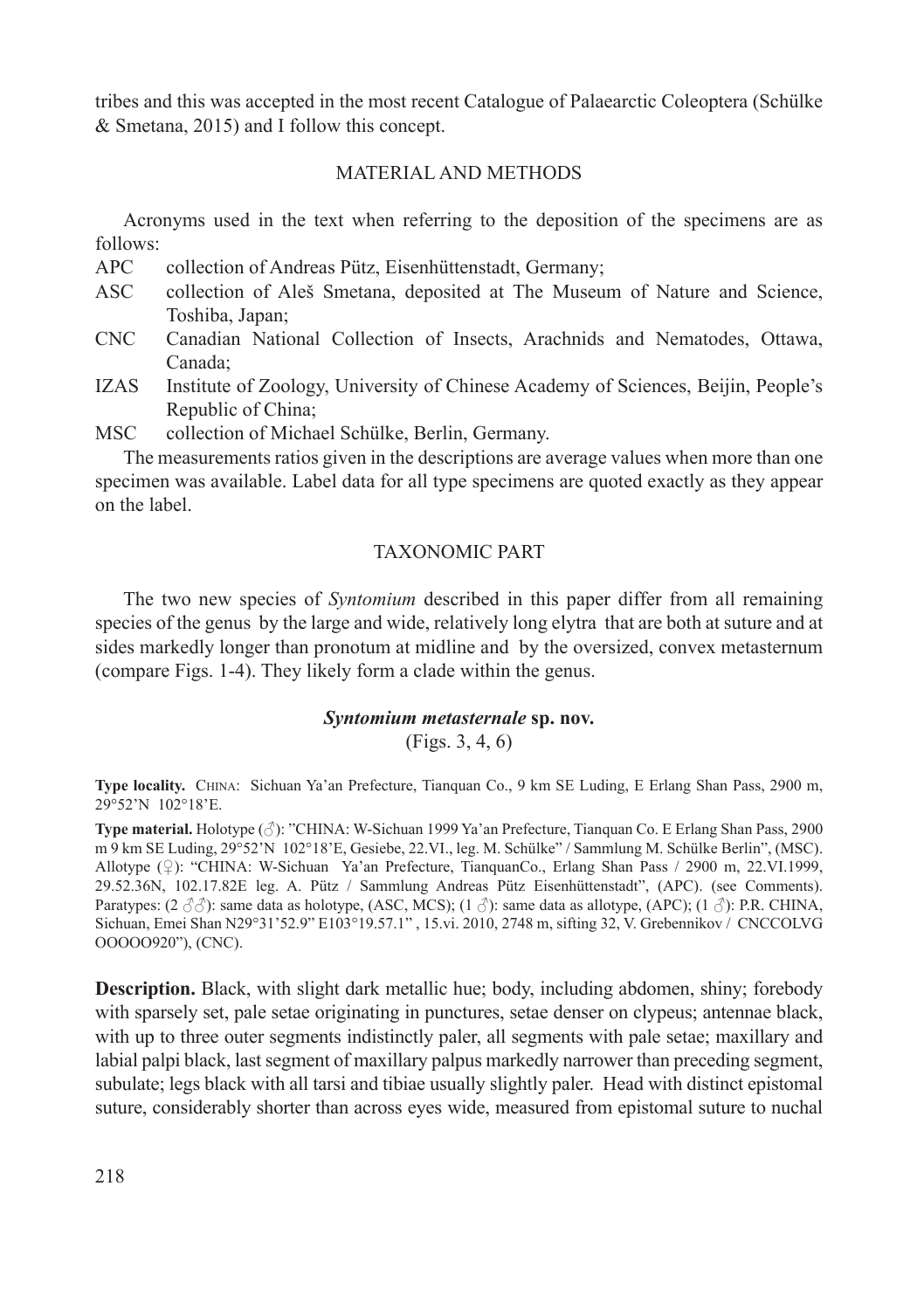tribes and this was accepted in the most recent Catalogue of Palaearctic Coleoptera (Schülke & Smetana, 2015) and I follow this concept.

## MATERIAL AND METHODS

Acronyms used in the text when referring to the deposition of the specimens are as follows:

- APC collection of Andreas Pütz, Eisenhüttenstadt, Germany;
- ASC collection of Aleš Smetana, deposited at The Museum of Nature and Science, Toshiba, Japan;
- CNC Canadian National Collection of Insects, Arachnids and Nematodes, Ottawa, Canada;
- IZAS Institute of Zoology, University of Chinese Academy of Sciences, Beijin, People's Republic of China;
- MSC collection of Michael Schülke, Berlin, Germany.

The measurements ratios given in the descriptions are average values when more than one specimen was available. Label data for all type specimens are quoted exactly as they appear on the label.

## TAXONOMIC PART

The two new species of *Syntomium* described in this paper differ from all remaining species of the genus by the large and wide, relatively long elytra that are both at suture and at sides markedly longer than pronotum at midline and by the oversized, convex metasternum (compare Figs. 1-4). They likely form a clade within the genus.

### *Syntomium metasternale* sp. nov.

(Figs. 3, 4, 6)

**Type locality.** China: Sichuan Ya'an Prefecture, Tianquan Co., 9 km SE Luding, E Erlang Shan Pass, 2900 m, 29°52'N 102°18'E.

**Type material.** Holotype (♂): "CHINA: W-Sichuan 1999 Ya'an Prefecture, Tianquan Co. E Erlang Shan Pass, 2900 m 9 km SE Luding, 29°52'N 102°18'E, Gesiebe, 22.VI., leg. M. Schülke" / Sammlung M. Schülke Berlin", (MSC). Allotype (♀): "CHINA: W-Sichuan Ya'an Prefecture, TianquanCo., Erlang Shan Pass / 2900 m, 22.VI.1999, 29.52.36N, 102.17.82E leg. A. Pütz / Sammlung Andreas Pütz Eisenhüttenstadt", (APC). (see Comments). Paratypes: (2 ♂♂): same data as holotype, (ASC, MCS); (1 ♂): same data as allotype, (APC); (1 ♂): P.R. CHINA, Sichuan, Emei Shan N29°31'52.9" E103°19.57.1" , 15.vi. 2010, 2748 m, sifting 32, V. Grebennikov / CNCCOLVG OOOOO920"), (CNC).

**Description.** Black, with slight dark metallic hue; body, including abdomen, shiny; forebody with sparsely set, pale setae originating in punctures, setae denser on clypeus; antennae black, with up to three outer segments indistinctly paler, all segments with pale setae; maxillary and labial palpi black, last segment of maxillary palpus markedly narrower than preceding segment, subulate; legs black with all tarsi and tibiae usually slightly paler. Head with distinct epistomal suture, considerably shorter than across eyes wide, measured from epistomal suture to nuchal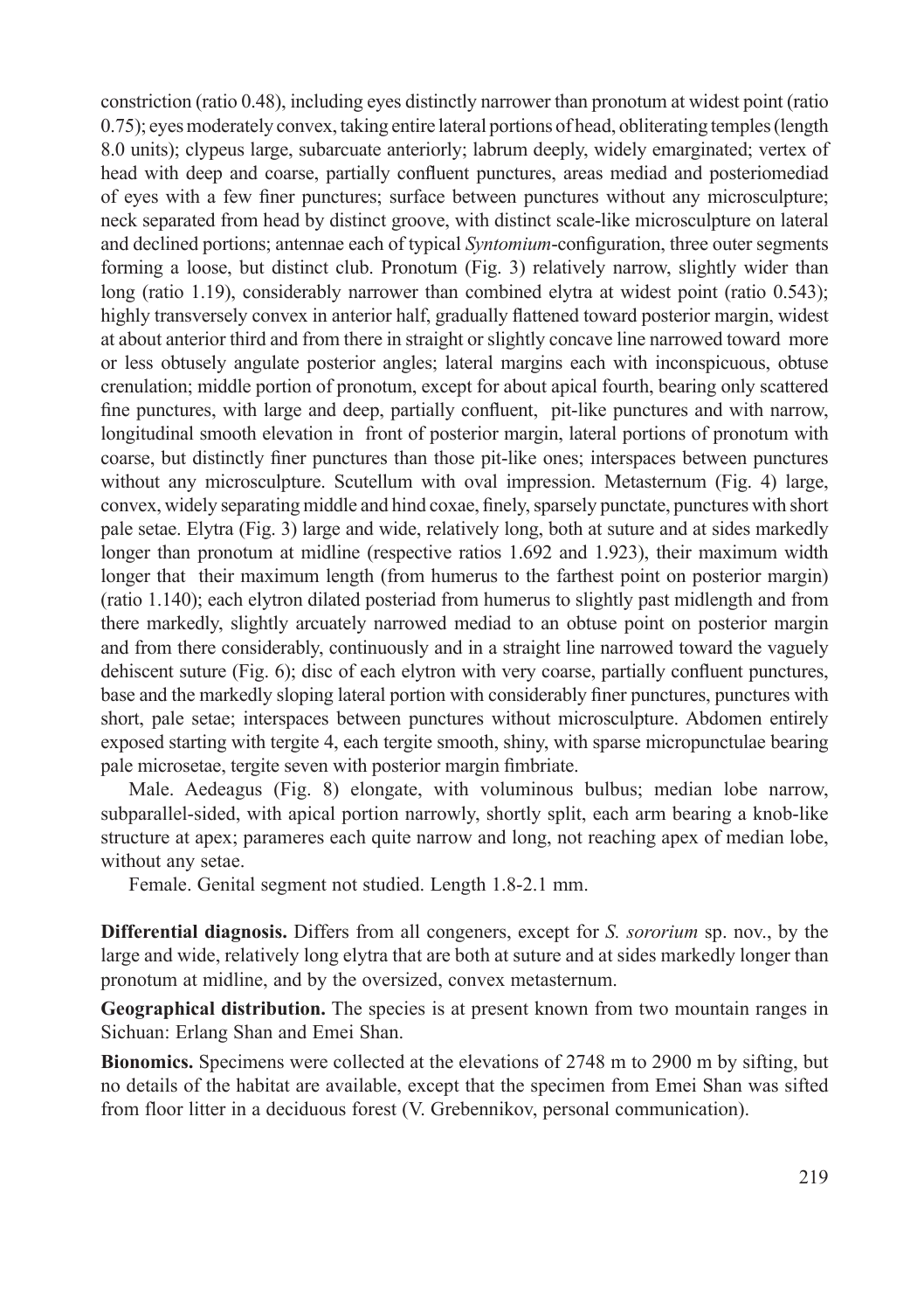constriction (ratio 0.48), including eyes distinctly narrower than pronotum at widest point (ratio 0.75); eyes moderately convex, taking entire lateral portions of head, obliterating temples (length 8.0 units); clypeus large, subarcuate anteriorly; labrum deeply, widely emarginated; vertex of head with deep and coarse, partially confluent punctures, areas mediad and posteriomediad of eyes with a few finer punctures; surface between punctures without any microsculpture; neck separated from head by distinct groove, with distinct scale-like microsculpture on lateral and declined portions; antennae each of typical *Syntomium*-configuration, three outer segments forming a loose, but distinct club. Pronotum (Fig. 3) relatively narrow, slightly wider than long (ratio 1.19), considerably narrower than combined elytra at widest point (ratio 0.543); highly transversely convex in anterior half, gradually flattened toward posterior margin, widest at about anterior third and from there in straight or slightly concave line narrowed toward more or less obtusely angulate posterior angles; lateral margins each with inconspicuous, obtuse crenulation; middle portion of pronotum, except for about apical fourth, bearing only scattered fine punctures, with large and deep, partially confluent, pit-like punctures and with narrow, longitudinal smooth elevation in front of posterior margin, lateral portions of pronotum with coarse, but distinctly finer punctures than those pit-like ones; interspaces between punctures without any microsculpture. Scutellum with oval impression. Metasternum (Fig. 4) large, convex, widely separating middle and hind coxae, finely, sparsely punctate, punctures with short pale setae. Elytra (Fig. 3) large and wide, relatively long, both at suture and at sides markedly longer than pronotum at midline (respective ratios 1.692 and 1.923), their maximum width longer that their maximum length (from humerus to the farthest point on posterior margin) (ratio 1.140); each elytron dilated posteriad from humerus to slightly past midlength and from there markedly, slightly arcuately narrowed mediad to an obtuse point on posterior margin and from there considerably, continuously and in a straight line narrowed toward the vaguely dehiscent suture (Fig. 6); disc of each elytron with very coarse, partially confluent punctures, base and the markedly sloping lateral portion with considerably finer punctures, punctures with short, pale setae; interspaces between punctures without microsculpture. Abdomen entirely exposed starting with tergite 4, each tergite smooth, shiny, with sparse micropunctulae bearing pale microsetae, tergite seven with posterior margin fimbriate.

Male. Aedeagus (Fig. 8) elongate, with voluminous bulbus; median lobe narrow, subparallel-sided, with apical portion narrowly, shortly split, each arm bearing a knob-like structure at apex; parameres each quite narrow and long, not reaching apex of median lobe, without any setae.

Female. Genital segment not studied. Length 1.8-2.1 mm.

**Differential diagnosis.** Differs from all congeners, except for *S. sororium* sp. nov., by the large and wide, relatively long elytra that are both at suture and at sides markedly longer than pronotum at midline, and by the oversized, convex metasternum.

**Geographical distribution.** The species is at present known from two mountain ranges in Sichuan: Erlang Shan and Emei Shan.

**Bionomics.** Specimens were collected at the elevations of 2748 m to 2900 m by sifting, but no details of the habitat are available, except that the specimen from Emei Shan was sifted from floor litter in a deciduous forest (V. Grebennikov, personal communication).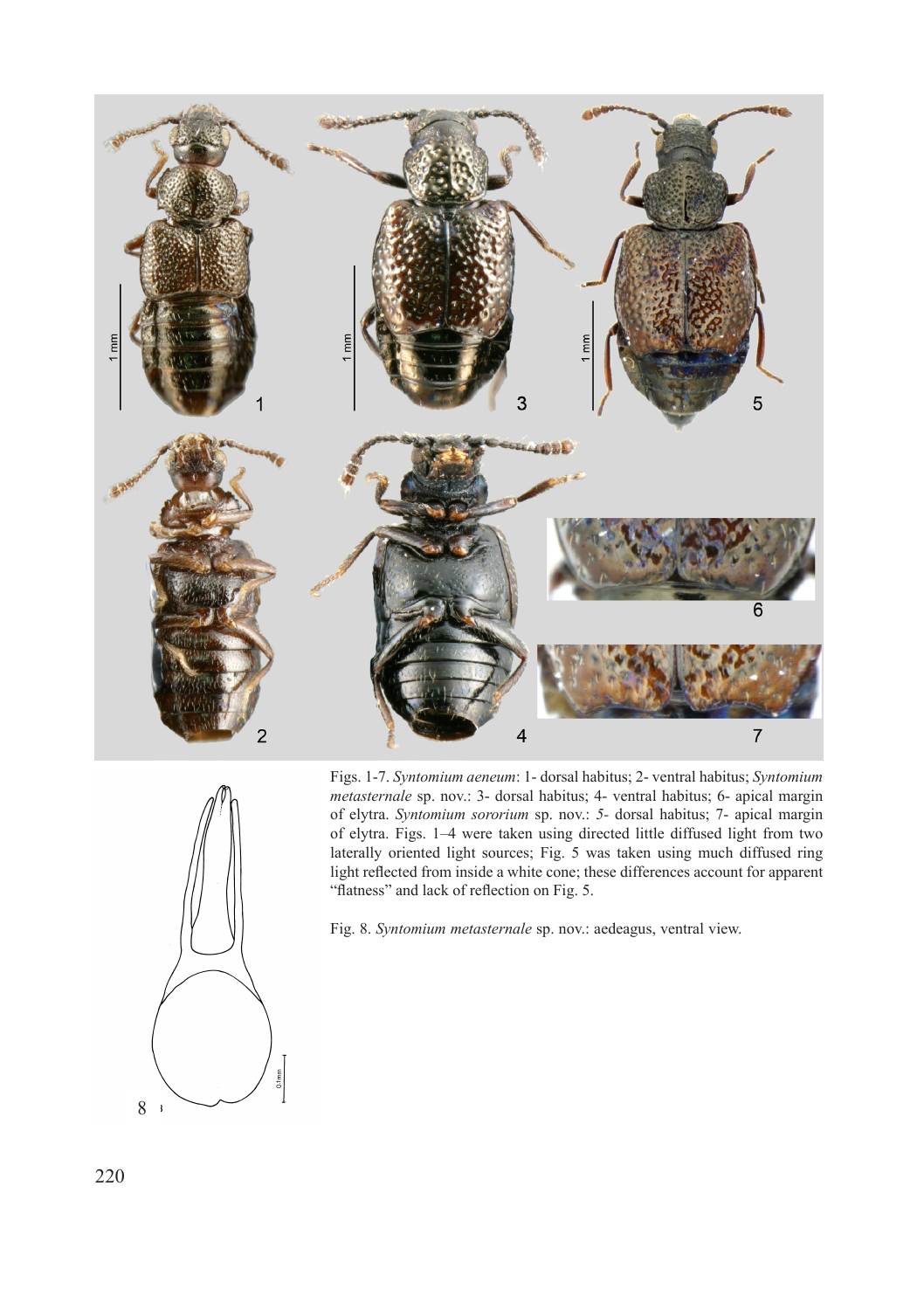Figs. 1-7. *Syntomium aeneum*: 1- dorsal habitus; 2- ventral habitus; *Syntomium metasternale* sp. nov.: 3- dorsal habitus; 4- ventral habitus; 6- apical margin of elytra. *Syntomium sororium* sp. nov.: *5*- dorsal habitus; 7- apical margin of elytra. Figs. 1–4 were taken using directed little diffused light from two laterally oriented light sources; Fig. 5 was taken using much diffused ring light reflected from inside a white cone; these differences account for apparent "flatness" and lack of reflection on Fig. 5.

Fig. 8. *Syntomium metasternale* sp. nov.: aedeagus, ventral view.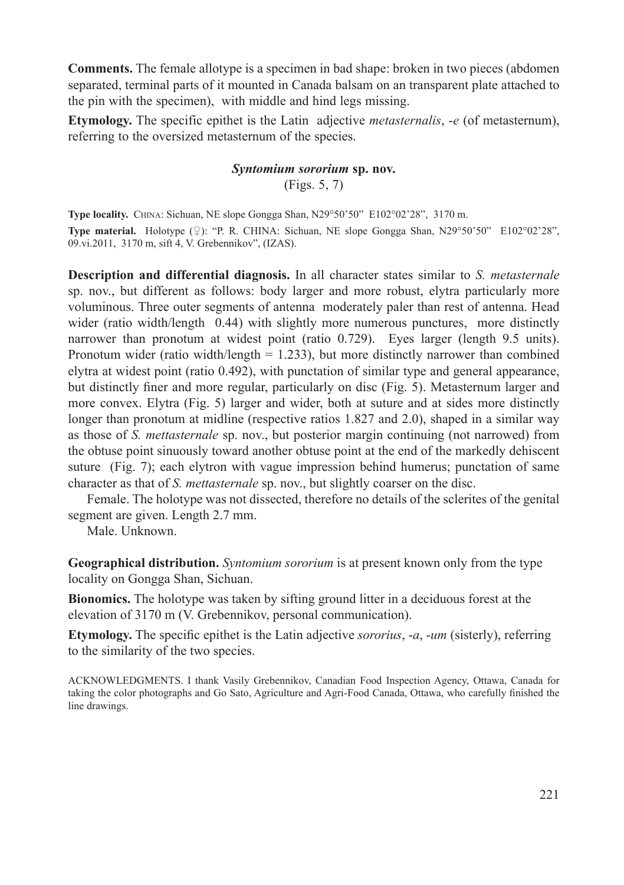**Comments.** The female allotype is a specimen in bad shape: broken in two pieces (abdomen separated, terminal parts of it mounted in Canada balsam on an transparent plate attached to the pin with the specimen), with middle and hind legs missing.

**Etymology.** The specific epithet is the Latin adjective *metasternalis*, -*e* (of metasternum), referring to the oversized metasternum of the species.

### *Syntomium sororium* sp. nov.

(Figs. 5, 7)

**Type locality.** China: Sichuan, NE slope Gongga Shan, N29°50'50" E102°02'28", 3170 m.

**Type material.** Holotype (♀): "P. R. CHINA: Sichuan, NE slope Gongga Shan, N29°50'50" E102°02'28", 09.vi.2011, 3170 m, sift 4, V. Grebennikov", (IZAS).

**Description and differential diagnosis.** In all character states similar to *S. metasternale* sp. nov., but different as follows: body larger and more robust, elytra particularly more voluminous. Three outer segments of antenna moderately paler than rest of antenna. Head wider (ratio width/length 0.44) with slightly more numerous punctures, more distinctly narrower than pronotum at widest point (ratio 0.729). Eyes larger (length 9.5 units). Pronotum wider (ratio width/length = 1.233), but more distinctly narrower than combined elytra at widest point (ratio 0.492), with punctation of similar type and general appearance, but distinctly finer and more regular, particularly on disc (Fig. 5). Metasternum larger and more convex. Elytra (Fig. 5) larger and wider, both at suture and at sides more distinctly longer than pronotum at midline (respective ratios 1.827 and 2.0), shaped in a similar way as those of *S. mettasternale* sp. nov., but posterior margin continuing (not narrowed) from the obtuse point sinuously toward another obtuse point at the end of the markedly dehiscent suture (Fig. 7); each elytron with vague impression behind humerus; punctation of same character as that of *S. mettasternale* sp. nov., but slightly coarser on the disc.

Female. The holotype was not dissected, therefore no details of the sclerites of the genital segment are given. Length 2.7 mm.

Male. Unknown.

**Geographical distribution.** *Syntomium sororium* is at present known only from the type locality on Gongga Shan, Sichuan.

**Bionomics.** The holotype was taken by sifting ground litter in a deciduous forest at the elevation of 3170 m (V. Grebennikov, personal communication).

**Etymology.** The specific epithet is the Latin adjective *sororius*, -*a*, -*um* (sisterly), referring to the similarity of the two species.

ACKNOWLEDGMENTS. I thank Vasily Grebennikov, Canadian Food Inspection Agency, Ottawa, Canada for taking the color photographs and Go Sato, Agriculture and Agri-Food Canada, Ottawa, who carefully finished the line drawings.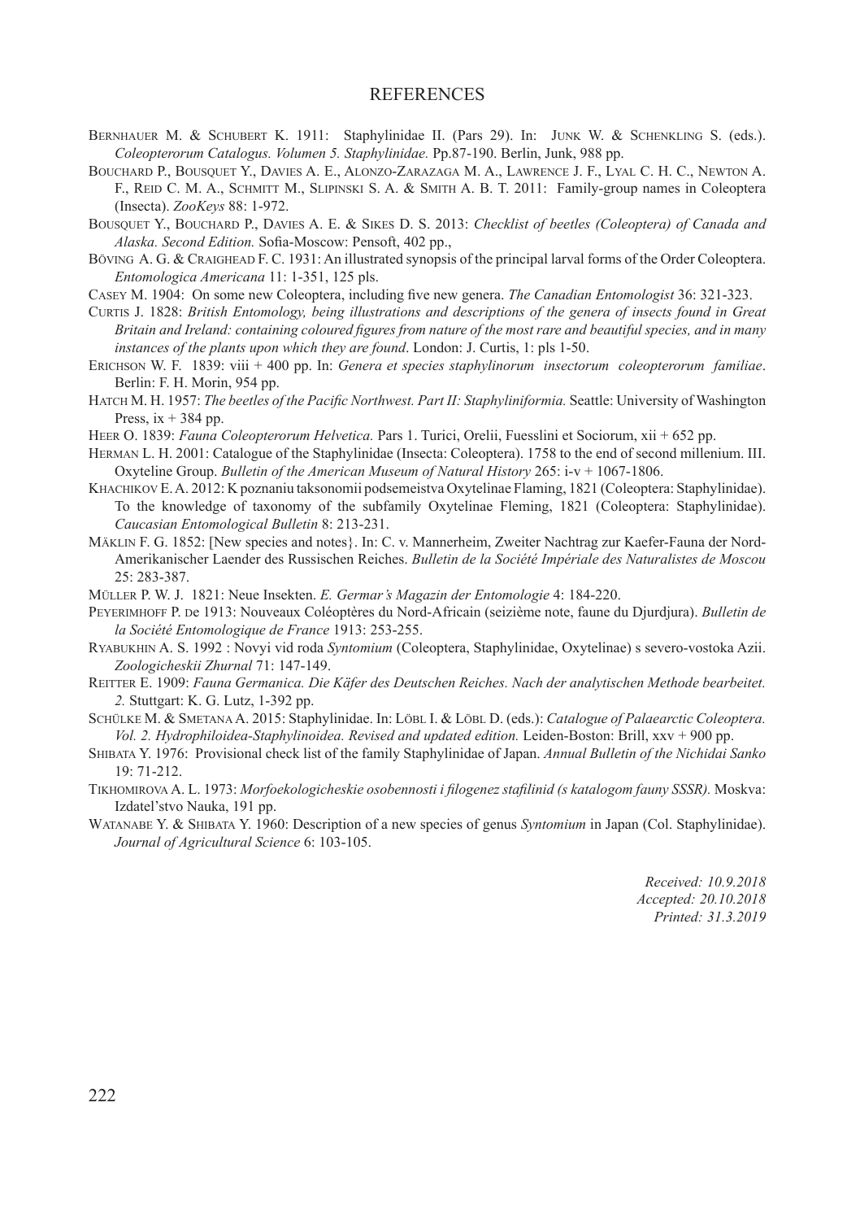## REFERENCES

Bernhauer M. & Schubert K. 1911: Staphylinidae II. (Pars 29). In: Junk W. & Schenkling S. (eds.). *Coleopterorum Catalogus. Volumen 5. Staphylinidae.* Pp.87-190. Berlin, Junk, 988 pp.

Bouchard P., Bousquet Y., Davies A. E., Alonzo-Zarazaga M. A., Lawrence J. F., Lyal C. H. C., Newton A. F., Reid C. M. A., Schmitt M., Slipinski S. A. & Smith A. B. T. 2011: Family-group names in Coleoptera (Insecta). *ZooKeys* 88: 1-972.

Bousquet Y., Bouchard P., Davies A. E. & Sikes D. S. 2013: *Checklist of beetles (Coleoptera) of Canada and Alaska. Second Edition.* Sofia-Moscow: Pensoft, 402 pp.,

Böving A. G. & Craighead F. C. 1931: An illustrated synopsis of the principal larval forms of the Order Coleoptera. *Entomologica Americana* 11: 1-351, 125 pls.

Casey M. 1904: On some new Coleoptera, including five new genera. *The Canadian Entomologist* 36: 321-323.

Curtis J. 1828: *British Entomology, being illustrations and descriptions of the genera of insects found in Great Britain and Ireland: containing coloured figures from nature of the most rare and beautiful species, and in many instances of the plants upon which they are found*. London: J. Curtis, 1: pls 1-50.

Erichson W. F. 1839: viii + 400 pp. In: *Genera et species staphylinorum insectorum coleopterorum familiae*. Berlin: F. H. Morin, 954 pp.

Hatch M. H. 1957: *The beetles of the Pacific Northwest. Part II: Staphyliniformia.* Seattle: University of Washington Press, ix + 384 pp.

Heer O. 1839: *Fauna Coleopterorum Helvetica.* Pars 1. Turici, Orelii, Fuesslini et Sociorum, xii + 652 pp.

Herman L. H. 2001: Catalogue of the Staphylinidae (Insecta: Coleoptera). 1758 to the end of second millenium. III. Oxyteline Group. *Bulletin of the American Museum of Natural History* 265: i-v + 1067-1806.

Khachikov E. A. 2012: K poznaniu taksonomii podsemeistva Oxytelinae Flaming, 1821 (Coleoptera: Staphylinidae). To the knowledge of taxonomy of the subfamily Oxytelinae Fleming, 1821 (Coleoptera: Staphylinidae). *Caucasian Entomological Bulletin* 8: 213-231.

Mäklin F. G. 1852: [New species and notes}. In: C. v. Mannerheim, Zweiter Nachtrag zur Kaefer-Fauna der Nord-Amerikanischer Laender des Russischen Reiches. *Bulletin de la Société Impériale des Naturalistes de Moscou* 25: 283-387.

Müller P. W. J. 1821: Neue Insekten. *E. Germar's Magazin der Entomologie* 4: 184-220.

Peyerimhoff P. de 1913: Nouveaux Coléoptères du Nord-Africain (seizième note, faune du Djurdjura). *Bulletin de la Société Entomologique de France* 1913: 253-255.

Ryabukhin A. S. 1992 : Novyi vid roda *Syntomium* (Coleoptera, Staphylinidae, Oxytelinae) s severo-vostoka Azii. *Zoologicheskii Zhurnal* 71: 147-149.

Reitter E. 1909: *Fauna Germanica. Die Käfer des Deutschen Reiches. Nach der analytischen Methode bearbeitet. 2.* Stuttgart: K. G. Lutz, 1-392 pp.

Schülke M. & Smetana A. 2015: Staphylinidae. In: Löbl I. & Löbl D. (eds.): *Catalogue of Palaearctic Coleoptera. Vol. 2. Hydrophiloidea-Staphylinoidea. Revised and updated edition.* Leiden-Boston: Brill, xxv + 900 pp.

Shibata Y. 1976: Provisional check list of the family Staphylinidae of Japan. *Annual Bulletin of the Nichidai Sanko* 19: 71-212.

Tikhomirova A. L. 1973: *Morfoekologicheskie osobennosti i filogenez stafilinid (s katalogom fauny SSSR).* Moskva: Izdatel'stvo Nauka, 191 pp.

Watanabe Y. & Shibata Y. 1960: Description of a new species of genus *Syntomium* in Japan (Col. Staphylinidae). *Journal of Agricultural Science* 6: 103-105.

*Received: 10.9.2018*
*Accepted: 20.10.2018*
*Printed: 31.3.2019*